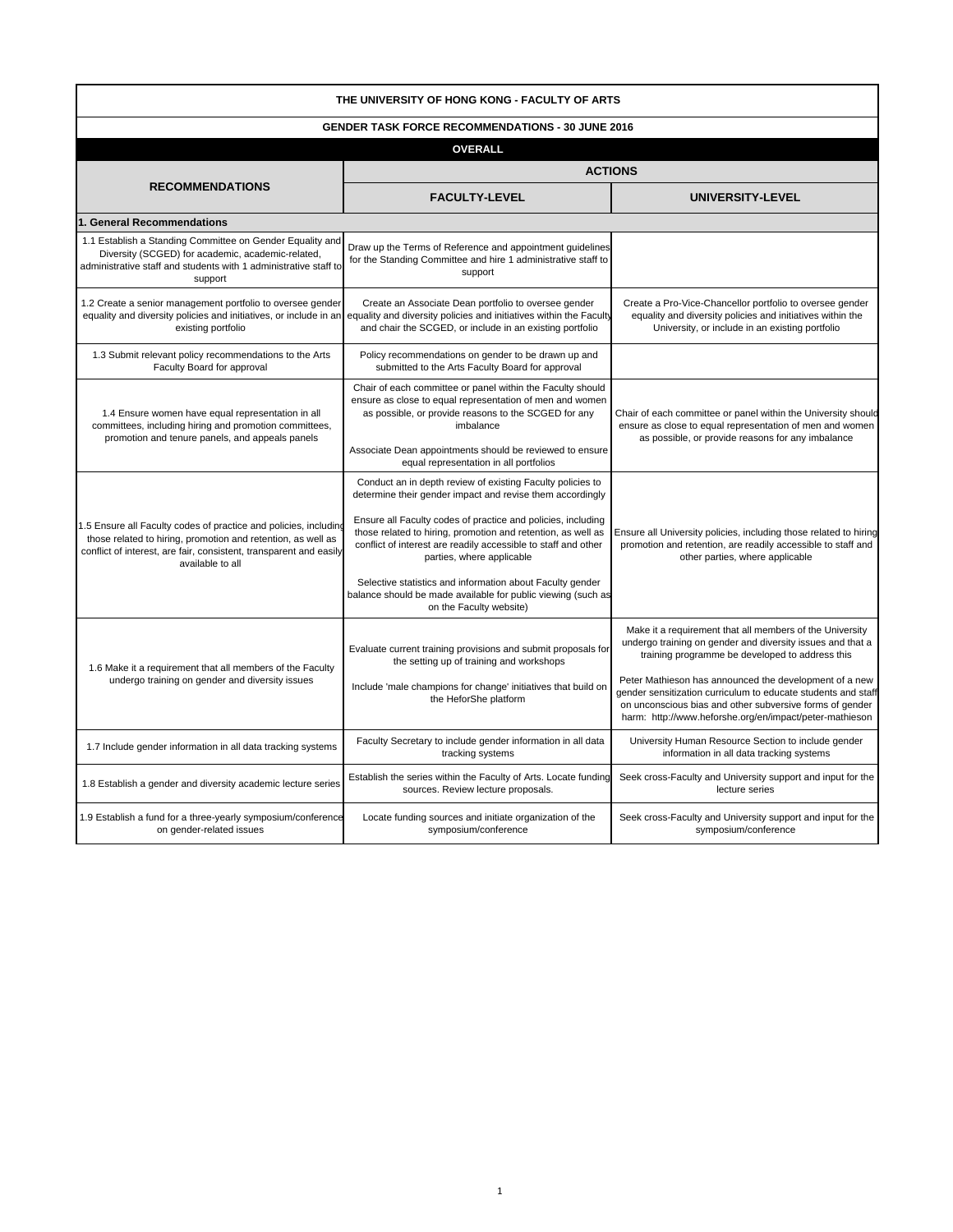| THE UNIVERSITY OF HONG KONG - FACULTY OF ARTS | | |
|---|---|---|
| **GENDER TASK FORCE RECOMMENDATIONS - 30 JUNE 2016** | | |
| **OVERALL** | | |
| **RECOMMENDATIONS** | **ACTIONS** | |
| | **FACULTY-LEVEL** | **UNIVERSITY-LEVEL** |
| **1. General Recommendations** | | |
| 1.1 Establish a Standing Committee on Gender Equality and Diversity (SCGED) for academic, academic-related, administrative staff and students with 1 administrative staff to support | Draw up the Terms of Reference and appointment guidelines for the Standing Committee and hire 1 administrative staff to support | |
| 1.2 Create a senior management portfolio to oversee gender equality and diversity policies and initiatives, or include in an existing portfolio | Create an Associate Dean portfolio to oversee gender equality and diversity policies and initiatives within the Faculty and chair the SCGED, or include in an existing portfolio | Create a Pro-Vice-Chancellor portfolio to oversee gender equality and diversity policies and initiatives within the University, or include in an existing portfolio |
| 1.3 Submit relevant policy recommendations to the Arts Faculty Board for approval | Policy recommendations on gender to be drawn up and submitted to the Arts Faculty Board for approval | |
| 1.4 Ensure women have equal representation in all committees, including hiring and promotion committees, promotion and tenure panels, and appeals panels | Chair of each committee or panel within the Faculty should ensure as close to equal representation of men and women as possible, or provide reasons to the SCGED for any imbalance<br><br>Associate Dean appointments should be reviewed to ensure equal representation in all portfolios | Chair of each committee or panel within the University should ensure as close to equal representation of men and women as possible, or provide reasons for any imbalance |
| 1.5 Ensure all Faculty codes of practice and policies, including those related to hiring, promotion and retention, as well as conflict of interest, are fair, consistent, transparent and easily available to all | Conduct an in depth review of existing Faculty policies to determine their gender impact and revise them accordingly<br><br>Ensure all Faculty codes of practice and policies, including those related to hiring, promotion and retention, as well as conflict of interest are readily accessible to staff and other parties, where applicable<br><br>Selective statistics and information about Faculty gender balance should be made available for public viewing (such as on the Faculty website) | Ensure all University policies, including those related to hiring promotion and retention, are readily accessible to staff and other parties, where applicable |
| 1.6 Make it a requirement that all members of the Faculty undergo training on gender and diversity issues | Evaluate current training provisions and submit proposals for the setting up of training and workshops<br><br>Include 'male champions for change' initiatives that build on the HeforShe platform | Make it a requirement that all members of the University undergo training on gender and diversity issues and that a training programme be developed to address this<br><br>Peter Mathieson has announced the development of a new gender sensitization curriculum to educate students and staff on unconscious bias and other subversive forms of gender harm: http://www.heforshe.org/en/impact/peter-mathieson |
| 1.7 Include gender information in all data tracking systems | Faculty Secretary to include gender information in all data tracking systems | University Human Resource Section to include gender information in all data tracking systems |
| 1.8 Establish a gender and diversity academic lecture series | Establish the series within the Faculty of Arts. Locate funding sources. Review lecture proposals. | Seek cross-Faculty and University support and input for the lecture series |
| 1.9 Establish a fund for a three-yearly symposium/conference on gender-related issues | Locate funding sources and initiate organization of the symposium/conference | Seek cross-Faculty and University support and input for the symposium/conference |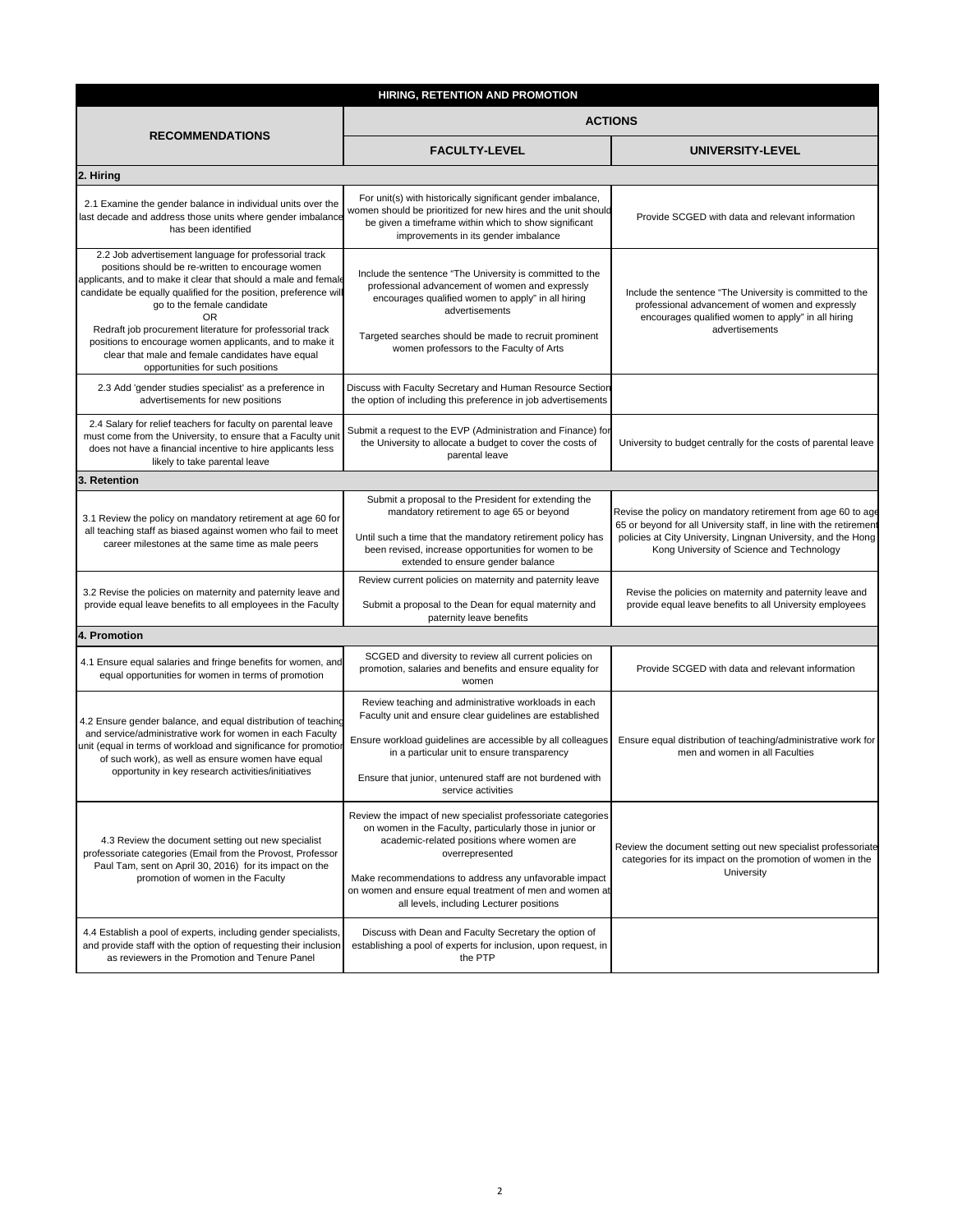| HIRING, RETENTION AND PROMOTION | | |
|---|---|---|
| **RECOMMENDATIONS** | **ACTIONS** | |
| | **FACULTY-LEVEL** | **UNIVERSITY-LEVEL** |
| **2. Hiring** | | |
| 2.1 Examine the gender balance in individual units over the last decade and address those units where gender imbalance has been identified | For unit(s) with historically significant gender imbalance, women should be prioritized for new hires and the unit should be given a timeframe within which to show significant improvements in its gender imbalance | Provide SCGED with data and relevant information |
| 2.2 Job advertisement language for professorial track positions should be re-written to encourage women applicants, and to make it clear that should a male and female candidate be equally qualified for the position, preference will go to the female candidate<br>OR<br>Redraft job procurement literature for professorial track positions to encourage women applicants, and to make it clear that male and female candidates have equal opportunities for such positions | Include the sentence "The University is committed to the professional advancement of women and expressly encourages qualified women to apply" in all hiring advertisements<br><br>Targeted searches should be made to recruit prominent women professors to the Faculty of Arts | Include the sentence "The University is committed to the professional advancement of women and expressly encourages qualified women to apply" in all hiring advertisements |
| 2.3 Add 'gender studies specialist' as a preference in advertisements for new positions | Discuss with Faculty Secretary and Human Resource Section the option of including this preference in job advertisements | |
| 2.4 Salary for relief teachers for faculty on parental leave must come from the University, to ensure that a Faculty unit does not have a financial incentive to hire applicants less likely to take parental leave | Submit a request to the EVP (Administration and Finance) for the University to allocate a budget to cover the costs of parental leave | University to budget centrally for the costs of parental leave |
| **3. Retention** | | |
| 3.1 Review the policy on mandatory retirement at age 60 for all teaching staff as biased against women who fail to meet career milestones at the same time as male peers | Submit a proposal to the President for extending the mandatory retirement to age 65 or beyond<br><br>Until such a time that the mandatory retirement policy has been revised, increase opportunities for women to be extended to ensure gender balance | Revise the policy on mandatory retirement from age 60 to age 65 or beyond for all University staff, in line with the retirement policies at City University, Lingnan University, and the Hong Kong University of Science and Technology |
| 3.2 Revise the policies on maternity and paternity leave and provide equal leave benefits to all employees in the Faculty | Review current policies on maternity and paternity leave<br><br>Submit a proposal to the Dean for equal maternity and paternity leave benefits | Revise the policies on maternity and paternity leave and provide equal leave benefits to all University employees |
| **4. Promotion** | | |
| 4.1 Ensure equal salaries and fringe benefits for women, and equal opportunities for women in terms of promotion | SCGED and diversity to review all current policies on promotion, salaries and benefits and ensure equality for women | Provide SCGED with data and relevant information |
| 4.2 Ensure gender balance, and equal distribution of teaching and service/administrative work for women in each Faculty unit (equal in terms of workload and significance for promotion of such work), as well as ensure women have equal opportunity in key research activities/initiatives | Review teaching and administrative workloads in each Faculty unit and ensure clear guidelines are established<br><br>Ensure workload guidelines are accessible by all colleagues in a particular unit to ensure transparency<br><br>Ensure that junior, untenured staff are not burdened with service activities | Ensure equal distribution of teaching/administrative work for men and women in all Faculties |
| 4.3 Review the document setting out new specialist professoriate categories (Email from the Provost, Professor Paul Tam, sent on April 30, 2016) for its impact on the promotion of women in the Faculty | Review the impact of new specialist professoriate categories on women in the Faculty, particularly those in junior or academic-related positions where women are overrepresented<br><br>Make recommendations to address any unfavorable impact on women and ensure equal treatment of men and women at all levels, including Lecturer positions | Review the document setting out new specialist professoriate categories for its impact on the promotion of women in the University |
| 4.4 Establish a pool of experts, including gender specialists, and provide staff with the option of requesting their inclusion as reviewers in the Promotion and Tenure Panel | Discuss with Dean and Faculty Secretary the option of establishing a pool of experts for inclusion, upon request, in the PTP | |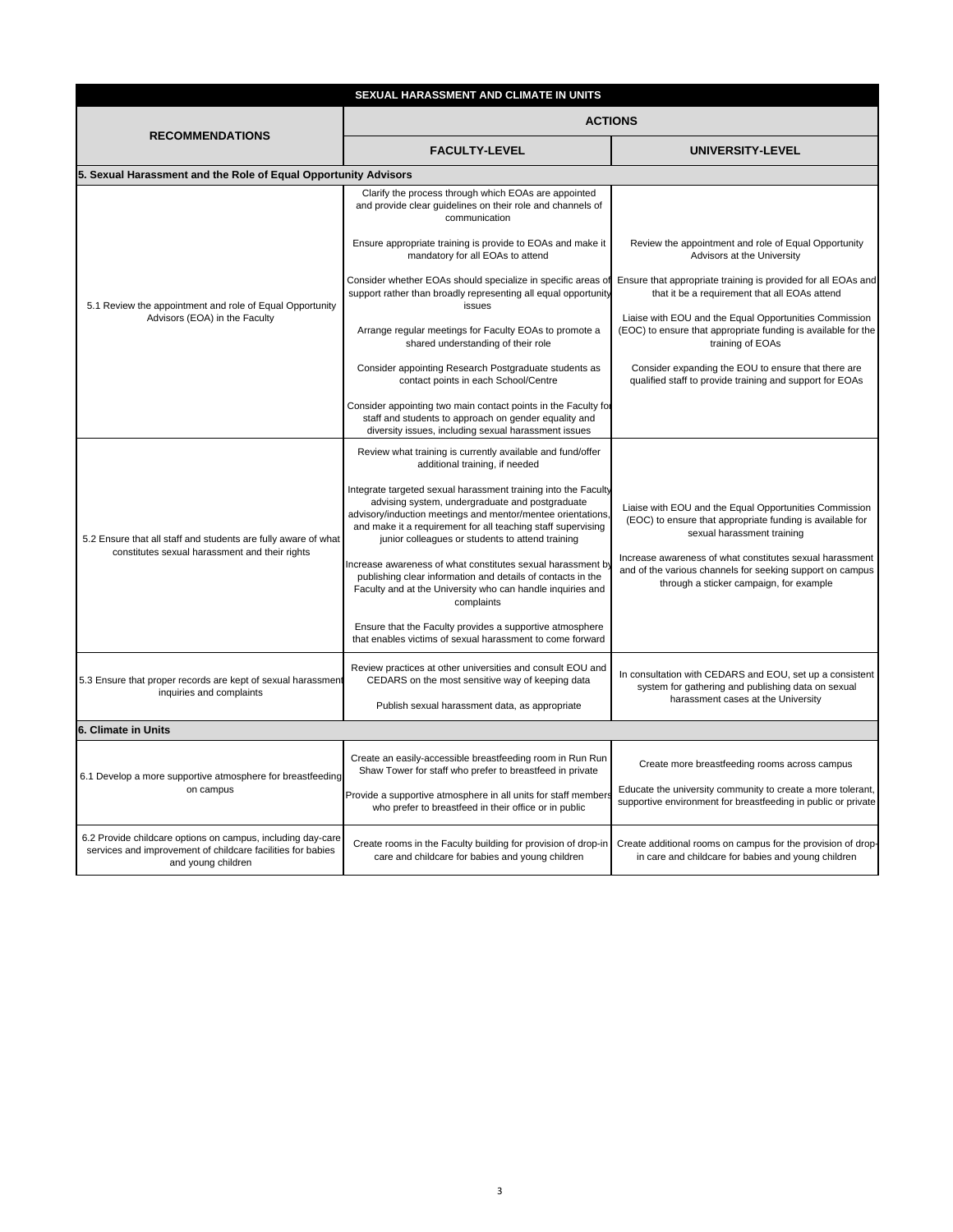| SEXUAL HARASSMENT AND CLIMATE IN UNITS | | |
|---|---|---|
| **RECOMMENDATIONS** | **ACTIONS** | |
| | **FACULTY-LEVEL** | **UNIVERSITY-LEVEL** |
| **5. Sexual Harassment and the Role of Equal Opportunity Advisors** | | |
| 5.1 Review the appointment and role of Equal Opportunity Advisors (EOA) in the Faculty | Clarify the process through which EOAs are appointed and provide clear guidelines on their role and channels of communication<br><br>Ensure appropriate training is provide to EOAs and make it mandatory for all EOAs to attend<br><br>Consider whether EOAs should specialize in specific areas of support rather than broadly representing all equal opportunity issues<br><br>Arrange regular meetings for Faculty EOAs to promote a shared understanding of their role<br><br>Consider appointing Research Postgraduate students as contact points in each School/Centre<br><br>Consider appointing two main contact points in the Faculty for staff and students to approach on gender equality and diversity issues, including sexual harassment issues | Review the appointment and role of Equal Opportunity Advisors at the University<br><br>Ensure that appropriate training is provided for all EOAs and that it be a requirement that all EOAs attend<br><br>Liaise with EOU and the Equal Opportunities Commission (EOC) to ensure that appropriate funding is available for the training of EOAs<br><br>Consider expanding the EOU to ensure that there are qualified staff to provide training and support for EOAs |
| 5.2 Ensure that all staff and students are fully aware of what constitutes sexual harassment and their rights | Review what training is currently available and fund/offer additional training, if needed<br><br>Integrate targeted sexual harassment training into the Faculty advising system, undergraduate and postgraduate advisory/induction meetings and mentor/mentee orientations, and make it a requirement for all teaching staff supervising junior colleagues or students to attend training<br><br>Increase awareness of what constitutes sexual harassment by publishing clear information and details of contacts in the Faculty and at the University who can handle inquiries and complaints<br><br>Ensure that the Faculty provides a supportive atmosphere that enables victims of sexual harassment to come forward | Liaise with EOU and the Equal Opportunities Commission (EOC) to ensure that appropriate funding is available for sexual harassment training<br><br>Increase awareness of what constitutes sexual harassment and of the various channels for seeking support on campus through a sticker campaign, for example |
| 5.3 Ensure that proper records are kept of sexual harassment inquiries and complaints | Review practices at other universities and consult EOU and CEDARS on the most sensitive way of keeping data<br><br>Publish sexual harassment data, as appropriate | In consultation with CEDARS and EOU, set up a consistent system for gathering and publishing data on sexual harassment cases at the University |
| **6. Climate in Units** | | |
| 6.1 Develop a more supportive atmosphere for breastfeeding on campus | Create an easily-accessible breastfeeding room in Run Run Shaw Tower for staff who prefer to breastfeed in private<br><br>Provide a supportive atmosphere in all units for staff members who prefer to breastfeed in their office or in public | Create more breastfeeding rooms across campus<br><br>Educate the university community to create a more tolerant, supportive environment for breastfeeding in public or private |
| 6.2 Provide childcare options on campus, including day-care services and improvement of childcare facilities for babies and young children | Create rooms in the Faculty building for provision of drop-in care and childcare for babies and young children | Create additional rooms on campus for the provision of drop-in care and childcare for babies and young children |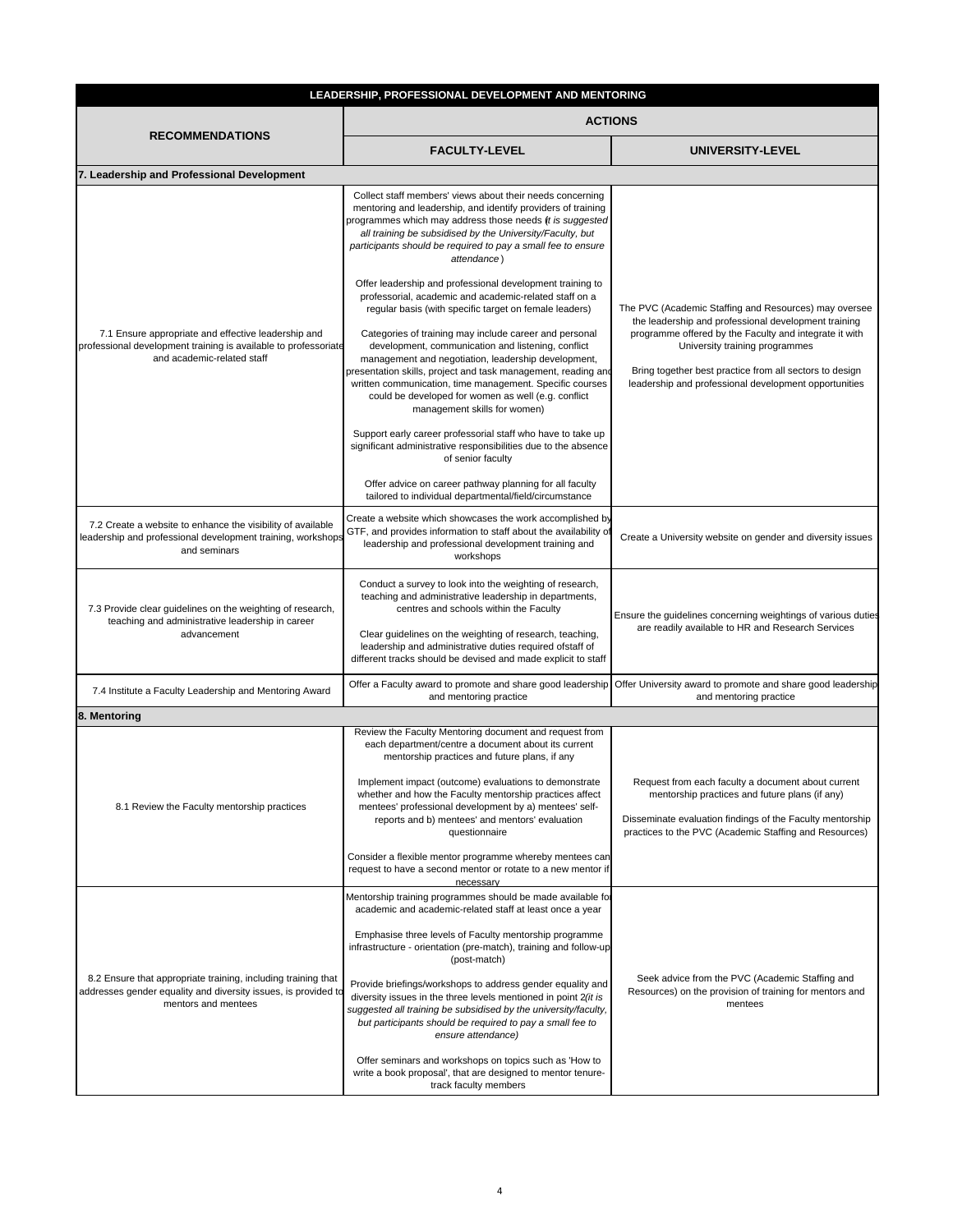| LEADERSHIP, PROFESSIONAL DEVELOPMENT AND MENTORING | | |
|---|---|---|
| **RECOMMENDATIONS** | **ACTIONS** | |
| | **FACULTY-LEVEL** | **UNIVERSITY-LEVEL** |
| **7. Leadership and Professional Development** | | |
| 7.1 Ensure appropriate and effective leadership and professional development training is available to professoriate and academic-related staff | Collect staff members' views about their needs concerning mentoring and leadership, and identify providers of training programmes which may address those needs (*it is suggested all training be subsidised by the University/Faculty, but participants should be required to pay a small fee to ensure attendance*)<br><br>Offer leadership and professional development training to professorial, academic and academic-related staff on a regular basis (with specific target on female leaders)<br><br>Categories of training may include career and personal development, communication and listening, conflict management and negotiation, leadership development, presentation skills, project and task management, reading and written communication, time management. Specific courses could be developed for women as well (e.g. conflict management skills for women)<br><br>Support early career professorial staff who have to take up significant administrative responsibilities due to the absence of senior faculty<br><br>Offer advice on career pathway planning for all faculty tailored to individual departmental/field/circumstance | The PVC (Academic Staffing and Resources) may oversee the leadership and professional development training programme offered by the Faculty and integrate it with University training programmes<br><br>Bring together best practice from all sectors to design leadership and professional development opportunities |
| 7.2 Create a website to enhance the visibility of available leadership and professional development training, workshops and seminars | Create a website which showcases the work accomplished by GTF, and provides information to staff about the availability of leadership and professional development training and workshops | Create a University website on gender and diversity issues |
| 7.3 Provide clear guidelines on the weighting of research, teaching and administrative leadership in career advancement | Conduct a survey to look into the weighting of research, teaching and administrative leadership in departments, centres and schools within the Faculty<br><br>Clear guidelines on the weighting of research, teaching, leadership and administrative duties required ofstaff of different tracks should be devised and made explicit to staff | Ensure the guidelines concerning weightings of various duties are readily available to HR and Research Services |
| 7.4 Institute a Faculty Leadership and Mentoring Award | Offer a Faculty award to promote and share good leadership and mentoring practice | Offer University award to promote and share good leadership and mentoring practice |
| **8. Mentoring** | | |
| 8.1 Review the Faculty mentorship practices | Review the Faculty Mentoring document and request from each department/centre a document about its current mentorship practices and future plans, if any<br><br>Implement impact (outcome) evaluations to demonstrate whether and how the Faculty mentorship practices affect mentees' professional development by a) mentees' self-reports and b) mentees' and mentors' evaluation questionnaire<br><br>Consider a flexible mentor programme whereby mentees can request to have a second mentor or rotate to a new mentor if necessary | Request from each faculty a document about current mentorship practices and future plans (if any)<br><br>Disseminate evaluation findings of the Faculty mentorship practices to the PVC (Academic Staffing and Resources) |
| 8.2 Ensure that appropriate training, including training that addresses gender equality and diversity issues, is provided to mentors and mentees | Mentorship training programmes should be made available for academic and academic-related staff at least once a year<br><br>Emphasise three levels of Faculty mentorship programme infrastructure - orientation (pre-match), training and follow-up (post-match)<br><br>Provide briefings/workshops to address gender equality and diversity issues in the three levels mentioned in point 2*(it is suggested all training be subsidised by the university/faculty, but participants should be required to pay a small fee to ensure attendance)*<br><br>Offer seminars and workshops on topics such as 'How to write a book proposal', that are designed to mentor tenure-track faculty members | Seek advice from the PVC (Academic Staffing and Resources) on the provision of training for mentors and mentees |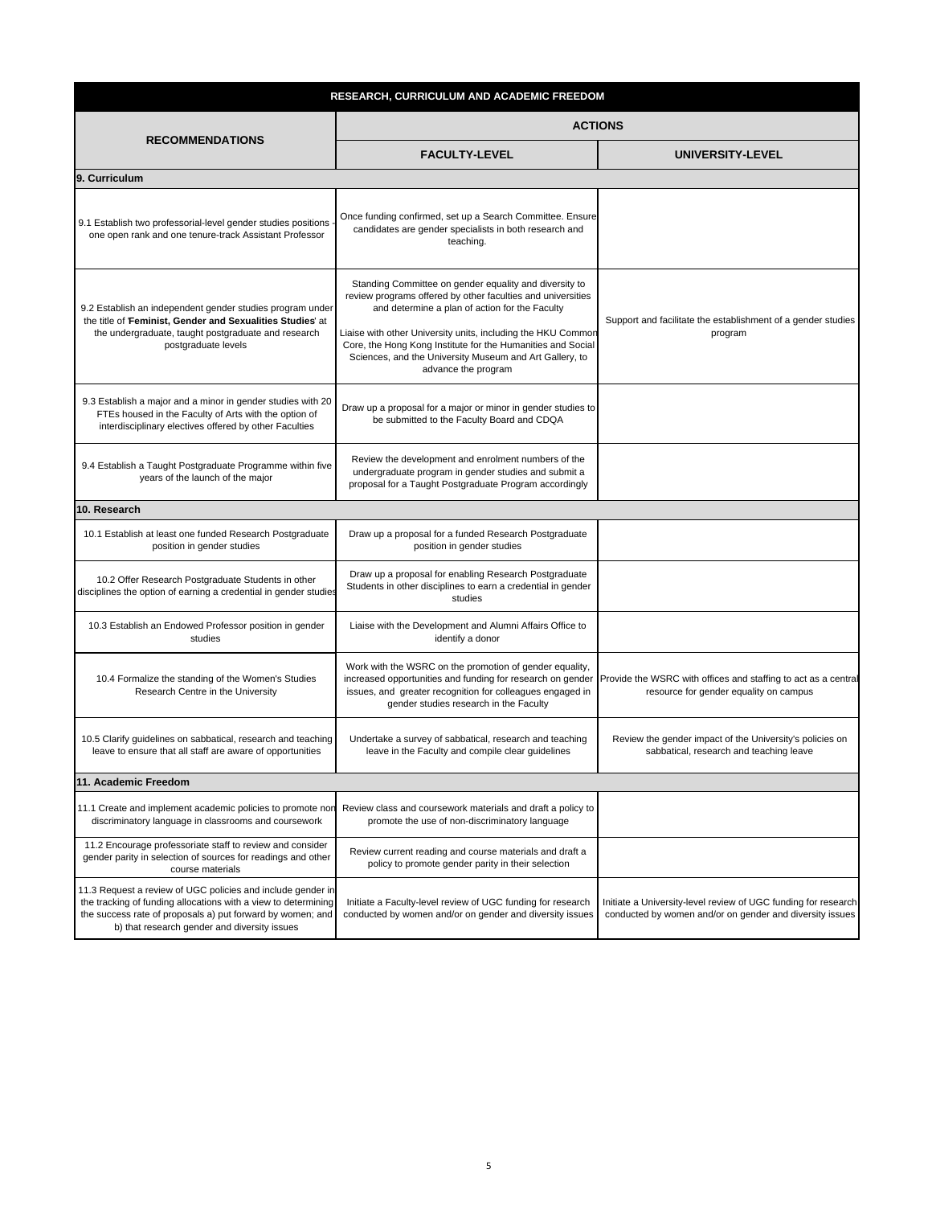| RESEARCH, CURRICULUM AND ACADEMIC FREEDOM | | |
|---|---|---|
| **RECOMMENDATIONS** | **ACTIONS** | |
| | **FACULTY-LEVEL** | **UNIVERSITY-LEVEL** |
| **9. Curriculum** | | |
| 9.1 Establish two professorial-level gender studies positions - one open rank and one tenure-track Assistant Professor | Once funding confirmed, set up a Search Committee. Ensure candidates are gender specialists in both research and teaching. | |
| 9.2 Establish an independent gender studies program under the title of '**Feminist, Gender and Sexualities Studies**' at the undergraduate, taught postgraduate and research postgraduate levels | Standing Committee on gender equality and diversity to review programs offered by other faculties and universities and determine a plan of action for the Faculty<br><br>Liaise with other University units, including the HKU Common Core, the Hong Kong Institute for the Humanities and Social Sciences, and the University Museum and Art Gallery, to advance the program | Support and facilitate the establishment of a gender studies program |
| 9.3 Establish a major and a minor in gender studies with 20 FTEs housed in the Faculty of Arts with the option of interdisciplinary electives offered by other Faculties | Draw up a proposal for a major or minor in gender studies to be submitted to the Faculty Board and CDQA | |
| 9.4 Establish a Taught Postgraduate Programme within five years of the launch of the major | Review the development and enrolment numbers of the undergraduate program in gender studies and submit a proposal for a Taught Postgraduate Program accordingly | |
| **10. Research** | | |
| 10.1 Establish at least one funded Research Postgraduate position in gender studies | Draw up a proposal for a funded Research Postgraduate position in gender studies | |
| 10.2 Offer Research Postgraduate Students in other disciplines the option of earning a credential in gender studies | Draw up a proposal for enabling Research Postgraduate Students in other disciplines to earn a credential in gender studies | |
| 10.3 Establish an Endowed Professor position in gender studies | Liaise with the Development and Alumni Affairs Office to identify a donor | |
| 10.4 Formalize the standing of the Women's Studies Research Centre in the University | Work with the WSRC on the promotion of gender equality, increased opportunities and funding for research on gender issues, and greater recognition for colleagues engaged in gender studies research in the Faculty | Provide the WSRC with offices and staffing to act as a central resource for gender equality on campus |
| 10.5 Clarify guidelines on sabbatical, research and teaching leave to ensure that all staff are aware of opportunities | Undertake a survey of sabbatical, research and teaching leave in the Faculty and compile clear guidelines | Review the gender impact of the University's policies on sabbatical, research and teaching leave |
| **11. Academic Freedom** | | |
| 11.1 Create and implement academic policies to promote non discriminatory language in classrooms and coursework | Review class and coursework materials and draft a policy to promote the use of non-discriminatory language | |
| 11.2 Encourage professoriate staff to review and consider gender parity in selection of sources for readings and other course materials | Review current reading and course materials and draft a policy to promote gender parity in their selection | |
| 11.3 Request a review of UGC policies and include gender in the tracking of funding allocations with a view to determining the success rate of proposals a) put forward by women; and b) that research gender and diversity issues | Initiate a Faculty-level review of UGC funding for research conducted by women and/or on gender and diversity issues | Initiate a University-level review of UGC funding for research conducted by women and/or on gender and diversity issues |